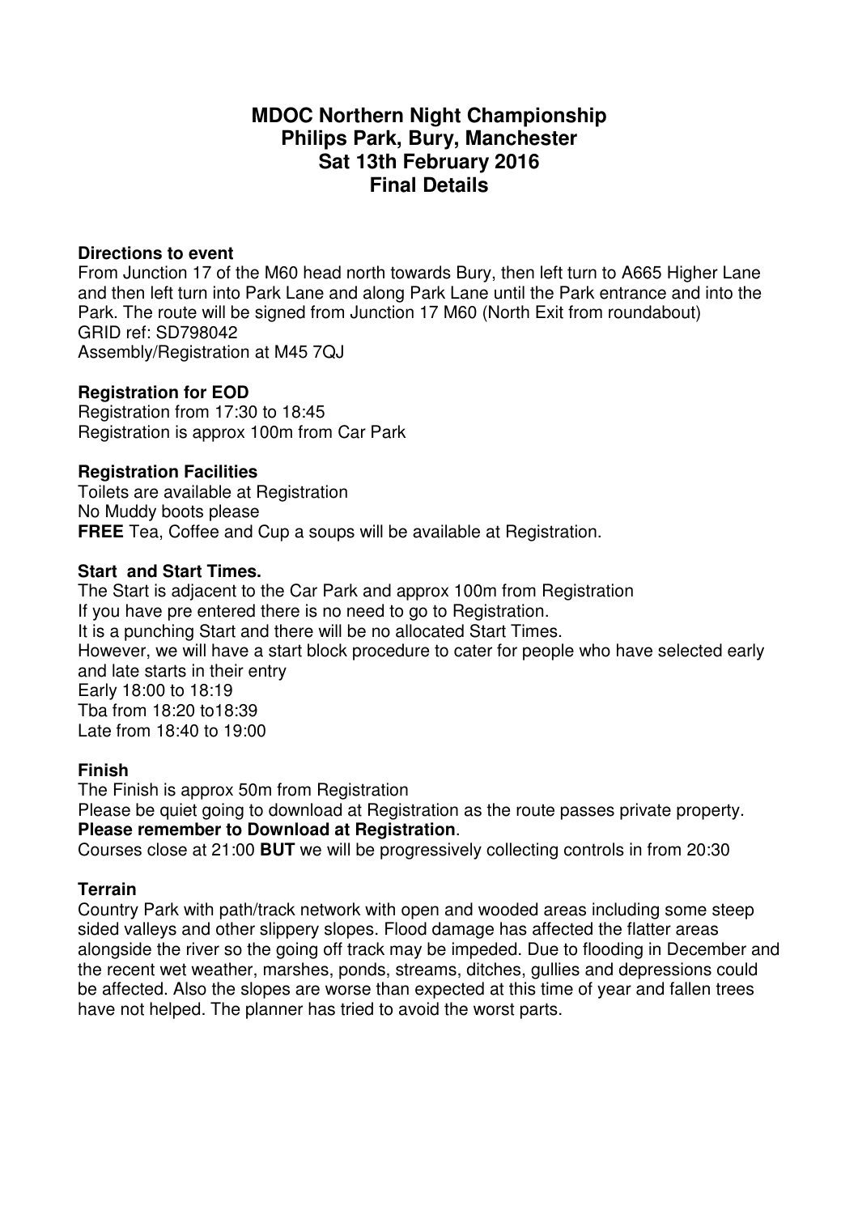# MDOC Northern Night Championship
# Philips Park, Bury, Manchester
# Sat 13th February 2016
# Final Details

### Directions to event

From Junction 17 of the M60 head north towards Bury, then left turn to A665 Higher Lane and then left turn into Park Lane and along Park Lane until the Park entrance and into the Park. The route will be signed from Junction 17 M60 (North Exit from roundabout)
GRID ref: SD798042
Assembly/Registration at M45 7QJ

### Registration for EOD

Registration from 17:30 to 18:45
Registration is approx 100m from Car Park

### Registration Facilities

Toilets are available at Registration
No Muddy boots please
**FREE** Tea, Coffee and Cup a soups will be available at Registration.

### Start and Start Times.

The Start is adjacent to the Car Park and approx 100m from Registration
If you have pre entered there is no need to go to Registration.
It is a punching Start and there will be no allocated Start Times.
However, we will have a start block procedure to cater for people who have selected early and late starts in their entry
Early 18:00 to 18:19
Tba from 18:20 to18:39
Late from 18:40 to 19:00

### Finish

The Finish is approx 50m from Registration
Please be quiet going to download at Registration as the route passes private property.
**Please remember to Download at Registration**.
Courses close at 21:00 **BUT** we will be progressively collecting controls in from 20:30

### Terrain

Country Park with path/track network with open and wooded areas including some steep sided valleys and other slippery slopes. Flood damage has affected the flatter areas alongside the river so the going off track may be impeded. Due to flooding in December and the recent wet weather, marshes, ponds, streams, ditches, gullies and depressions could be affected. Also the slopes are worse than expected at this time of year and fallen trees have not helped. The planner has tried to avoid the worst parts.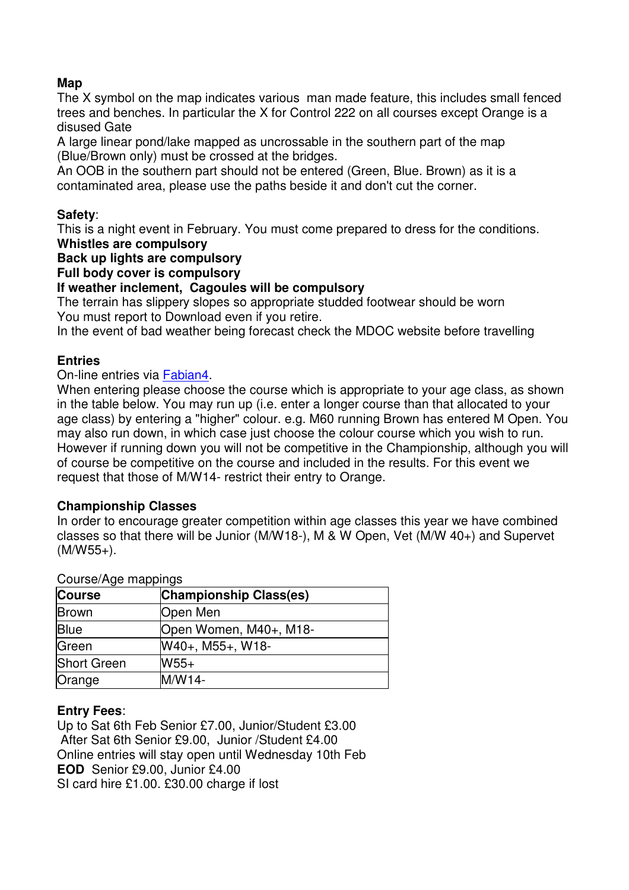**Map**

The X symbol on the map indicates various man made feature, this includes small fenced trees and benches. In particular the X for Control 222 on all courses except Orange is a disused Gate

A large linear pond/lake mapped as uncrossable in the southern part of the map (Blue/Brown only) must be crossed at the bridges.

An OOB in the southern part should not be entered (Green, Blue. Brown) as it is a contaminated area, please use the paths beside it and don't cut the corner.

**Safety**:

This is a night event in February. You must come prepared to dress for the conditions.

**Whistles are compulsory**

**Back up lights are compulsory**

**Full body cover is compulsory**

**If weather inclement, Cagoules will be compulsory**

The terrain has slippery slopes so appropriate studded footwear should be worn

You must report to Download even if you retire.

In the event of bad weather being forecast check the MDOC website before travelling

**Entries**

On-line entries via Fabian4.

When entering please choose the course which is appropriate to your age class, as shown in the table below. You may run up (i.e. enter a longer course than that allocated to your age class) by entering a "higher" colour. e.g. M60 running Brown has entered M Open. You may also run down, in which case just choose the colour course which you wish to run. However if running down you will not be competitive in the Championship, although you will of course be competitive on the course and included in the results. For this event we request that those of M/W14- restrict their entry to Orange.

**Championship Classes**

In order to encourage greater competition within age classes this year we have combined classes so that there will be Junior (M/W18-), M & W Open, Vet (M/W 40+) and Supervet (M/W55+).

Course/Age mappings

| Course | Championship Class(es) |
|---|---|
| Brown | Open Men |
| Blue | Open Women, M40+, M18- |
| Green | W40+, M55+, W18- |
| Short Green | W55+ |
| Orange | M/W14- |

**Entry Fees**:

Up to Sat 6th Feb Senior £7.00, Junior/Student £3.00

After Sat 6th Senior £9.00, Junior /Student £4.00

Online entries will stay open until Wednesday 10th Feb

**EOD** Senior £9.00, Junior £4.00

SI card hire £1.00. £30.00 charge if lost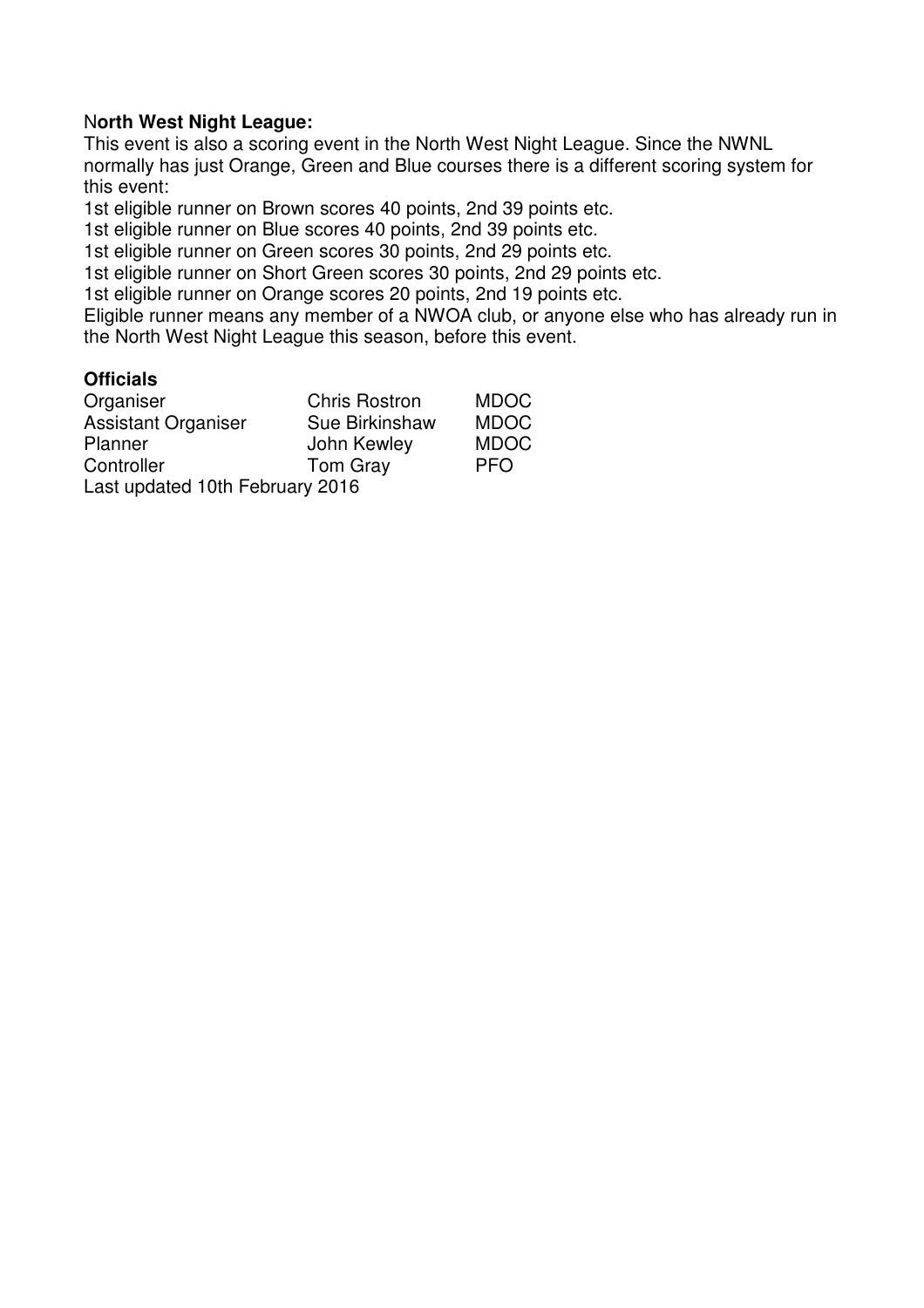### North West Night League:

This event is also a scoring event in the North West Night League. Since the NWNL normally has just Orange, Green and Blue courses there is a different scoring system for this event:

1st eligible runner on Brown scores 40 points, 2nd 39 points etc.
1st eligible runner on Blue scores 40 points, 2nd 39 points etc.
1st eligible runner on Green scores 30 points, 2nd 29 points etc.
1st eligible runner on Short Green scores 30 points, 2nd 29 points etc.
1st eligible runner on Orange scores 20 points, 2nd 19 points etc.

Eligible runner means any member of a NWOA club, or anyone else who has already run in the North West Night League this season, before this event.

### Officials

| | | |
|---|---|---|
| Organiser | Chris Rostron | MDOC |
| Assistant Organiser | Sue Birkinshaw | MDOC |
| Planner | John Kewley | MDOC |
| Controller | Tom Gray | PFO |

Last updated 10th February 2016